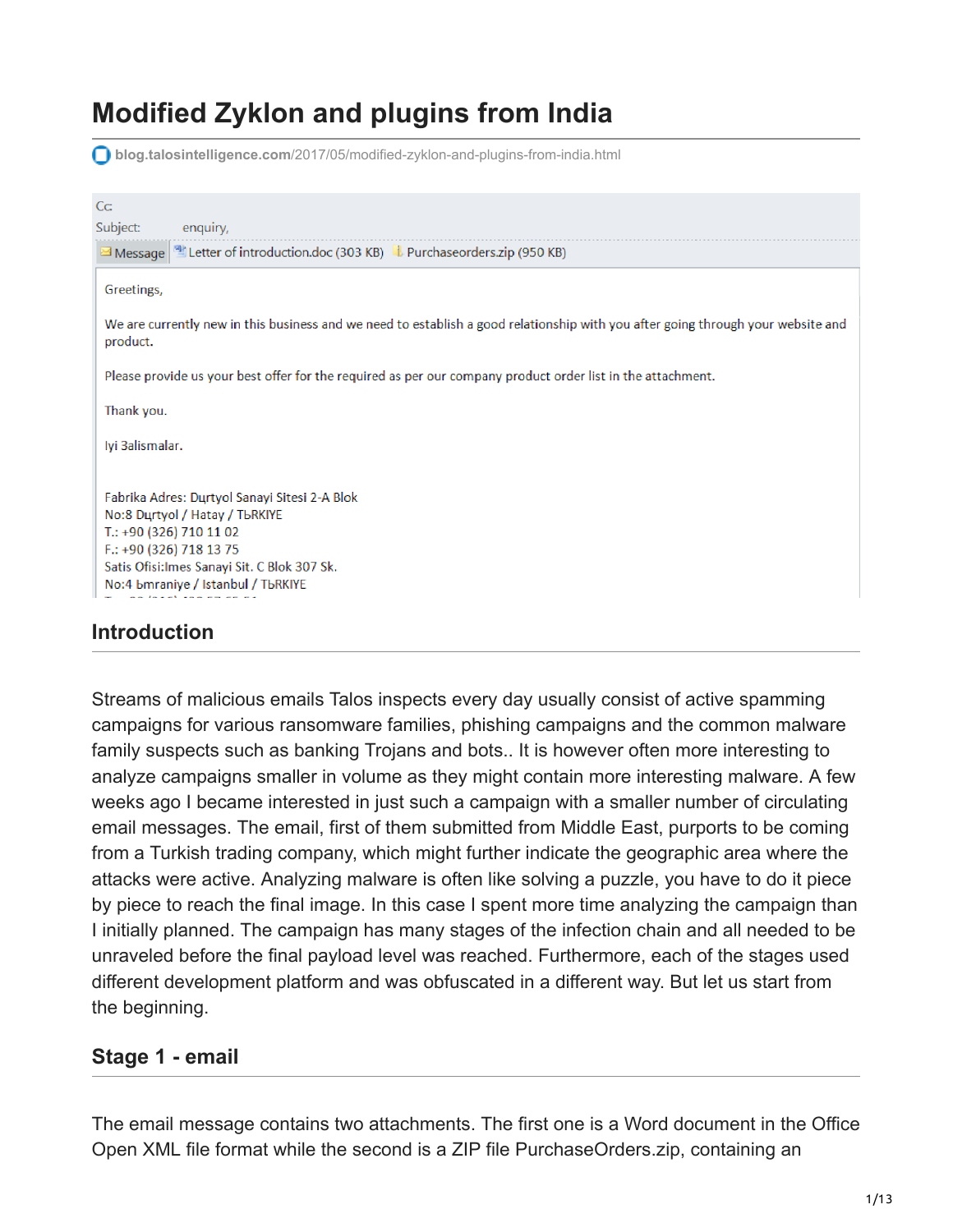# Modified Zyklon and plugins from India

blog.talosintelligence.com/2017/05/modified-zyklon-and-plugins-from-india.html

Cc:
Subject: enquiry,

Message | Letter of introduction.doc (303 KB) | Purchaseorders.zip (950 KB)

Greetings,

We are currently new in this business and we need to establish a good relationship with you after going through your website and product.

Please provide us your best offer for the required as per our company product order list in the attachment.

Thank you.

Iyi Зalismalar.

Fabrika Adres: Dцrtyol Sanayi Sitesi 2-A Blok
No:8 Dцrtyol / Hatay / TЬRKIYE
T.: +90 (326) 710 11 02
F.: +90 (326) 718 13 75
Satis Ofisi:Imes Sanayi Sit. C Blok 307 Sk.
No:4 Ьmraniye / Istanbul / TЬRKIYE

## Introduction

Streams of malicious emails Talos inspects every day usually consist of active spamming campaigns for various ransomware families, phishing campaigns and the common malware family suspects such as banking Trojans and bots.. It is however often more interesting to analyze campaigns smaller in volume as they might contain more interesting malware. A few weeks ago I became interested in just such a campaign with a smaller number of circulating email messages. The email, first of them submitted from Middle East, purports to be coming from a Turkish trading company, which might further indicate the geographic area where the attacks were active. Analyzing malware is often like solving a puzzle, you have to do it piece by piece to reach the final image. In this case I spent more time analyzing the campaign than I initially planned. The campaign has many stages of the infection chain and all needed to be unraveled before the final payload level was reached. Furthermore, each of the stages used different development platform and was obfuscated in a different way. But let us start from the beginning.

## Stage 1 - email

The email message contains two attachments. The first one is a Word document in the Office Open XML file format while the second is a ZIP file PurchaseOrders.zip, containing an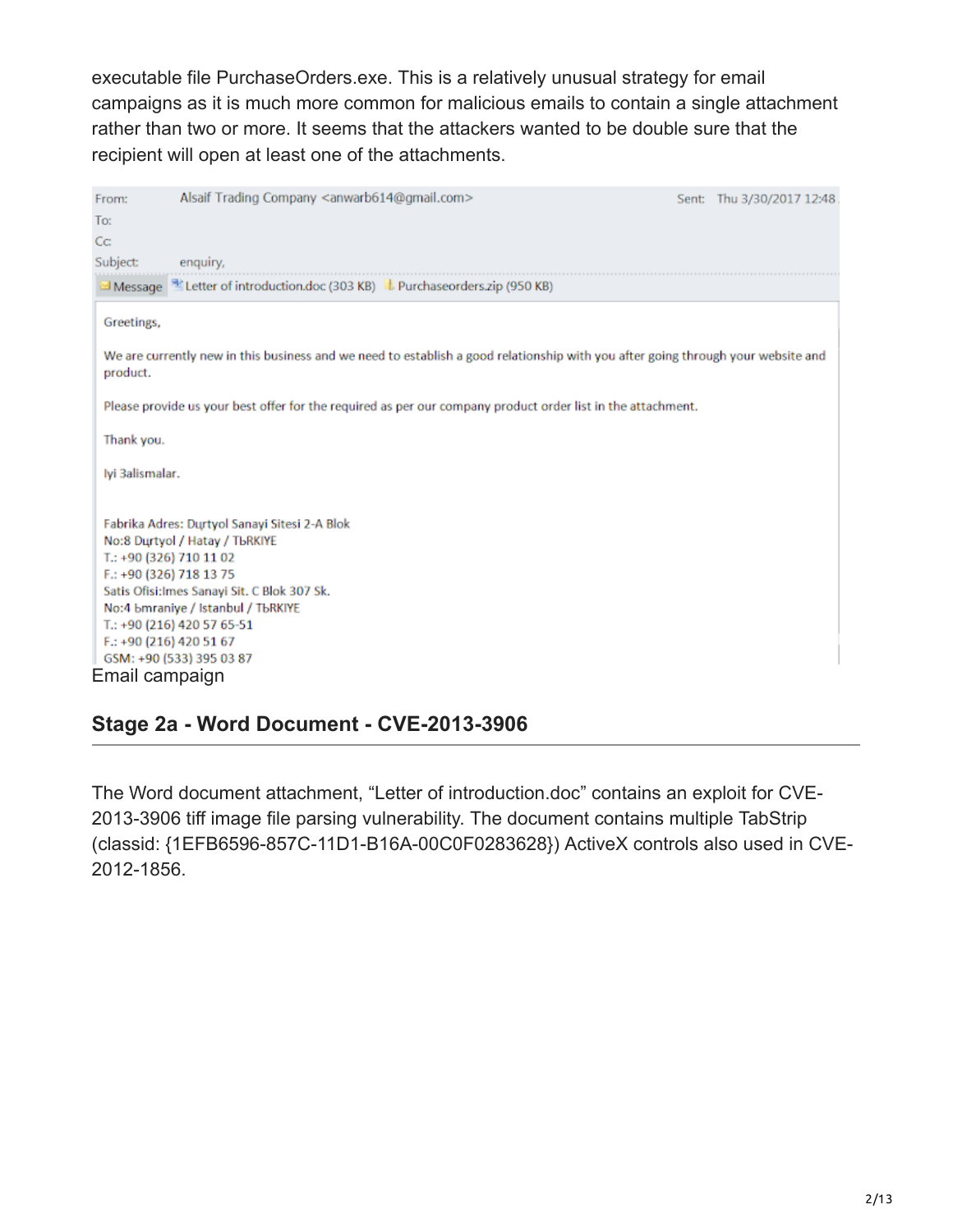executable file PurchaseOrders.exe. This is a relatively unusual strategy for email campaigns as it is much more common for malicious emails to contain a single attachment rather than two or more. It seems that the attackers wanted to be double sure that the recipient will open at least one of the attachments.

From: Alsaif Trading Company <anwarb614@gmail.com> Sent: Thu 3/30/2017 12:48
To:
Cc:
Subject: enquiry,
Message | Letter of introduction.doc (303 KB) | Purchaseorders.zip (950 KB)

Greetings,

We are currently new in this business and we need to establish a good relationship with you after going through your website and product.

Please provide us your best offer for the required as per our company product order list in the attachment.

Thank you.

Iyi 3alismalar.

Fabrika Adres: Dųrtyol Sanayi Sitesi 2-A Blok
No:8 Dųrtyol / Hatay / TЬRKIYE
T.: +90 (326) 710 11 02
F.: +90 (326) 718 13 75
Satis Ofisi:Imes Sanayi Sit. C Blok 307 Sk.
No:4 Ьmraniye / Istanbul / TЬRKIYE
T.: +90 (216) 420 57 65-51
F.: +90 (216) 420 51 67
GSM: +90 (533) 395 03 87

Email campaign

## Stage 2a - Word Document - CVE-2013-3906

The Word document attachment, "Letter of introduction.doc" contains an exploit for CVE-2013-3906 tiff image file parsing vulnerability. The document contains multiple TabStrip (classid: {1EFB6596-857C-11D1-B16A-00C0F0283628}) ActiveX controls also used in CVE-2012-1856.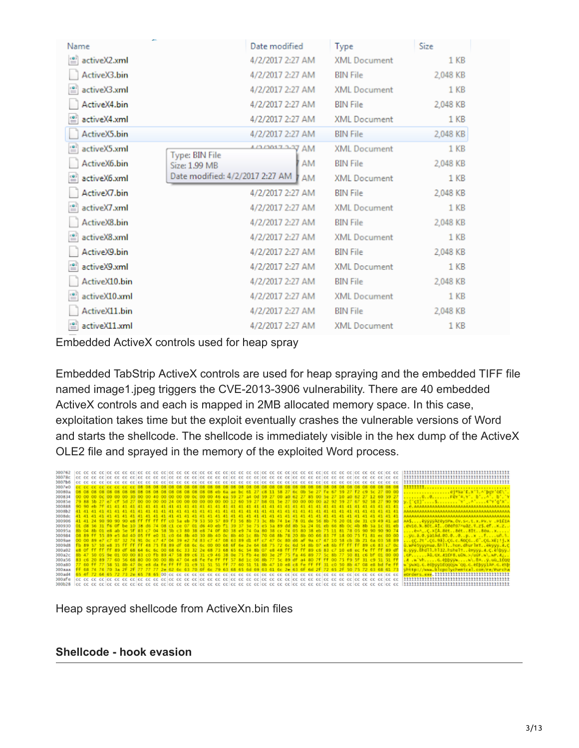| Name | Date modified | Type | Size |
| --- | --- | --- | --- |
| activeX2.xml | 4/2/2017 2:27 AM | XML Document | 1 KB |
| ActiveX3.bin | 4/2/2017 2:27 AM | BIN File | 2,048 KB |
| activeX3.xml | 4/2/2017 2:27 AM | XML Document | 1 KB |
| ActiveX4.bin | 4/2/2017 2:27 AM | BIN File | 2,048 KB |
| activeX4.xml | 4/2/2017 2:27 AM | XML Document | 1 KB |
| ActiveX5.bin | 4/2/2017 2:27 AM | BIN File | 2,048 KB |
| activeX5.xml | 4/2/2017 2:27 AM | XML Document | 1 KB |
| ActiveX6.bin | 4/2/2017 2:27 AM | BIN File | 2,048 KB |
| activeX6.xml | 4/2/2017 2:27 AM | XML Document | 1 KB |
| ActiveX7.bin | 4/2/2017 2:27 AM | BIN File | 2,048 KB |
| activeX7.xml | 4/2/2017 2:27 AM | XML Document | 1 KB |
| ActiveX8.bin | 4/2/2017 2:27 AM | BIN File | 2,048 KB |
| activeX8.xml | 4/2/2017 2:27 AM | XML Document | 1 KB |
| ActiveX9.bin | 4/2/2017 2:27 AM | BIN File | 2,048 KB |
| activeX9.xml | 4/2/2017 2:27 AM | XML Document | 1 KB |
| ActiveX10.bin | 4/2/2017 2:27 AM | BIN File | 2,048 KB |
| activeX10.xml | 4/2/2017 2:27 AM | XML Document | 1 KB |
| ActiveX11.bin | 4/2/2017 2:27 AM | BIN File | 2,048 KB |
| activeX11.xml | 4/2/2017 2:27 AM | XML Document | 1 KB |

Embedded ActiveX controls used for heap spray

Embedded TabStrip ActiveX controls are used for heap spraying and the embedded TIFF file named image1.jpeg triggers the CVE-2013-3906 vulnerability. There are 40 embedded ActiveX controls and each is mapped in 2MB allocated memory space. In this case, exploitation takes time but the exploit eventually crashes the vulnerable versions of Word and starts the shellcode. The shellcode is immediately visible in the hex dump of the ActiveX OLE2 file and sprayed in the memory of the exploited Word process.

Heap sprayed shellcode from ActiveXn.bin files

## Shellcode - hook evasion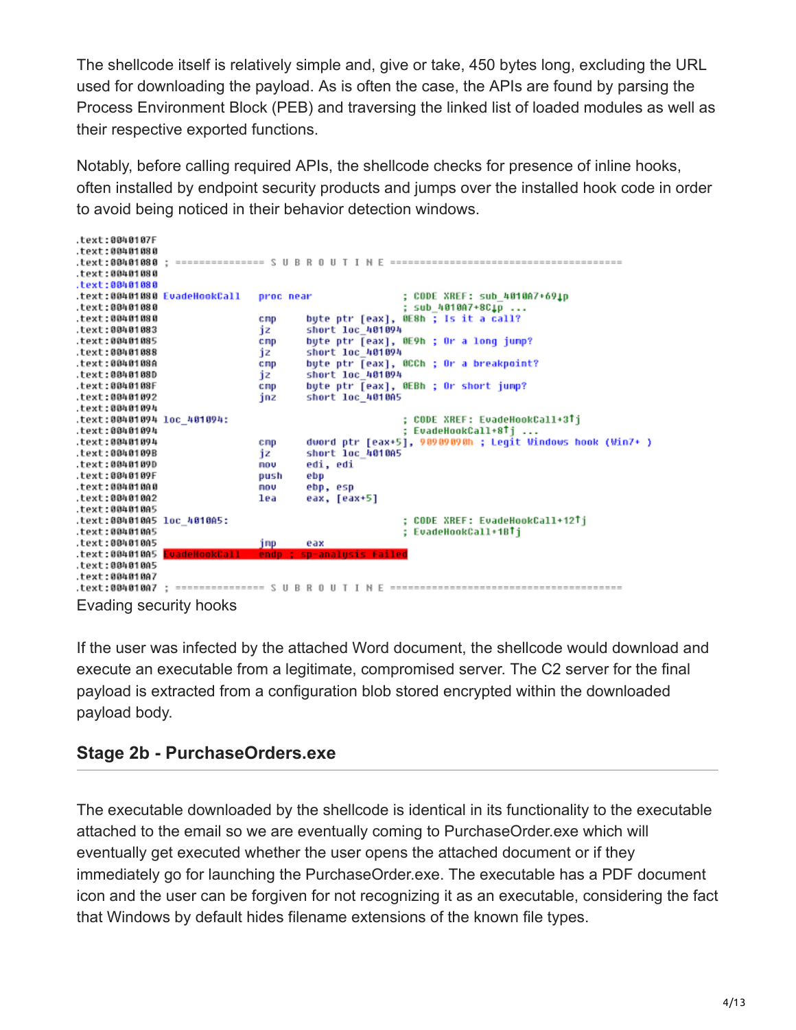The shellcode itself is relatively simple and, give or take, 450 bytes long, excluding the URL used for downloading the payload. As is often the case, the APIs are found by parsing the Process Environment Block (PEB) and traversing the linked list of loaded modules as well as their respective exported functions.

Notably, before calling required APIs, the shellcode checks for presence of inline hooks, often installed by endpoint security products and jumps over the installed hook code in order to avoid being noticed in their behavior detection windows.

```
.text:0040107F
.text:00401080
.text:00401080 ; =============== S U B R O U T I N E =======================================
.text:00401080
.text:00401080
.text:00401080 EvadeHookCall   proc near               ; CODE XREF: sub_4010A7+69↓p
.text:00401080                                         ; sub_4010A7+8C↓p ...
.text:00401080                 cmp     byte ptr [eax], 0E8h ; Is it a call?
.text:00401083                 jz      short loc_401094
.text:00401085                 cmp     byte ptr [eax], 0E9h ; Or a long jump?
.text:00401088                 jz      short loc_401094
.text:0040108A                 cmp     byte ptr [eax], 0CCh ; Or a breakpoint?
.text:0040108D                 jz      short loc_401094
.text:0040108F                 cmp     byte ptr [eax], 0EBh ; Or short jump?
.text:00401092                 jnz     short loc_4010A5
.text:00401094
.text:00401094 loc_401094:                             ; CODE XREF: EvadeHookCall+3↑j
.text:00401094                                         ; EvadeHookCall+8↑j ...
.text:00401094                 cmp     dword ptr [eax+5], 90909090h ; Legit Windows hook (Win7+ )
.text:0040109B                 jz      short loc_4010A5
.text:0040109D                 mov     edi, edi
.text:0040109F                 push    ebp
.text:004010A0                 mov     ebp, esp
.text:004010A2                 lea     eax, [eax+5]
.text:004010A5
.text:004010A5 loc_4010A5:                             ; CODE XREF: EvadeHookCall+12↑j
.text:004010A5                                         ; EvadeHookCall+1B↑j
.text:004010A5                 jmp     eax
.text:004010A5 EvadeHookCall   endp ; sp-analysis failed
.text:004010A5
.text:004010A7
.text:004010A7 ; =============== S U B R O U T I N E =======================================
```

Evading security hooks

If the user was infected by the attached Word document, the shellcode would download and execute an executable from a legitimate, compromised server. The C2 server for the final payload is extracted from a configuration blob stored encrypted within the downloaded payload body.

## Stage 2b - PurchaseOrders.exe

The executable downloaded by the shellcode is identical in its functionality to the executable attached to the email so we are eventually coming to PurchaseOrder.exe which will eventually get executed whether the user opens the attached document or if they immediately go for launching the PurchaseOrder.exe. The executable has a PDF document icon and the user can be forgiven for not recognizing it as an executable, considering the fact that Windows by default hides filename extensions of the known file types.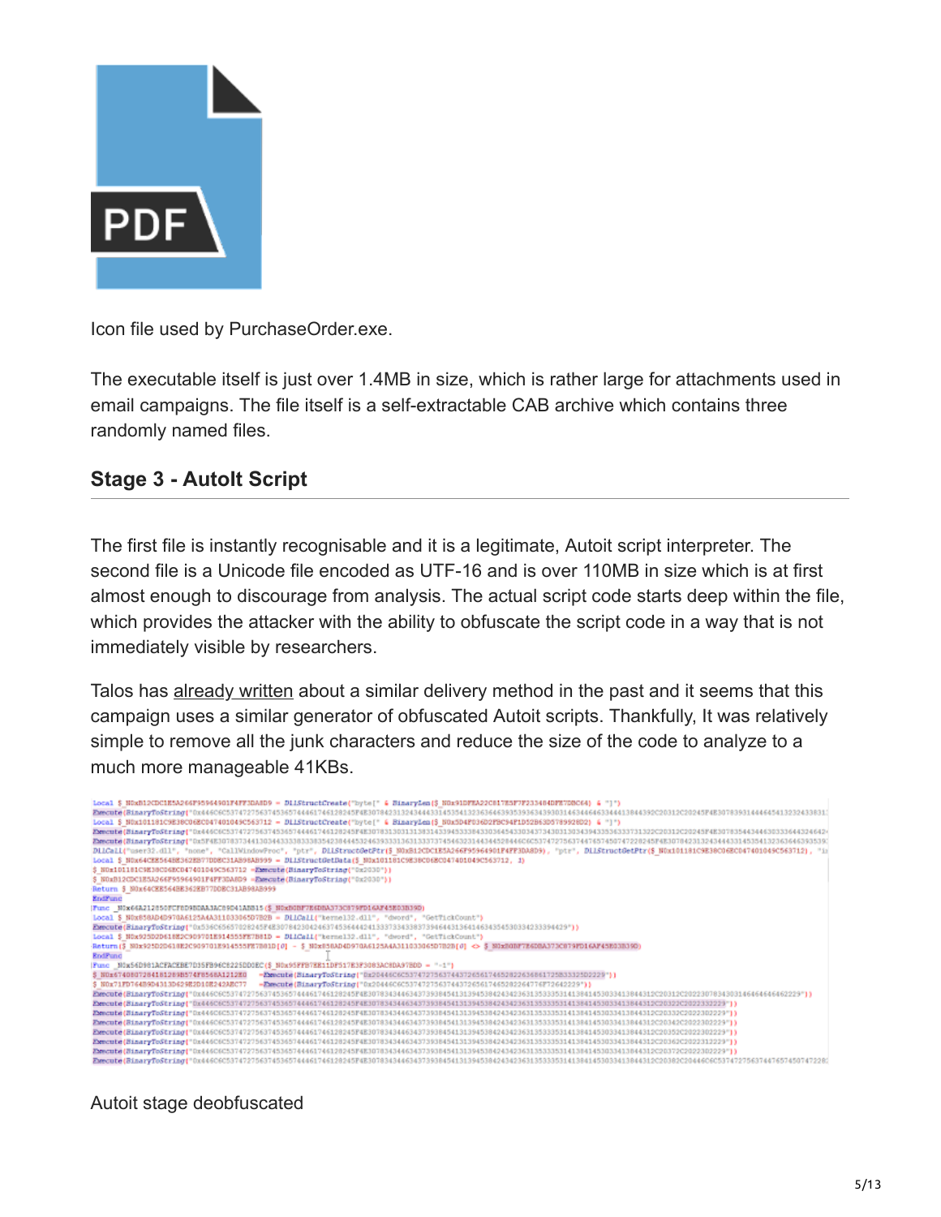Icon file used by PurchaseOrder.exe.

The executable itself is just over 1.4MB in size, which is rather large for attachments used in email campaigns. The file itself is a self-extractable CAB archive which contains three randomly named files.

## Stage 3 - AutoIt Script

The first file is instantly recognisable and it is a legitimate, Autoit script interpreter. The second file is a Unicode file encoded as UTF-16 and is over 110MB in size which is at first almost enough to discourage from analysis. The actual script code starts deep within the file, which provides the attacker with the ability to obfuscate the script code in a way that is not immediately visible by researchers.

Talos has already written about a similar delivery method in the past and it seems that this campaign uses a similar generator of obfuscated Autoit scripts. Thankfully, It was relatively simple to remove all the junk characters and reduce the size of the code to analyze to a much more manageable 41KBs.

Autoit stage deobfuscated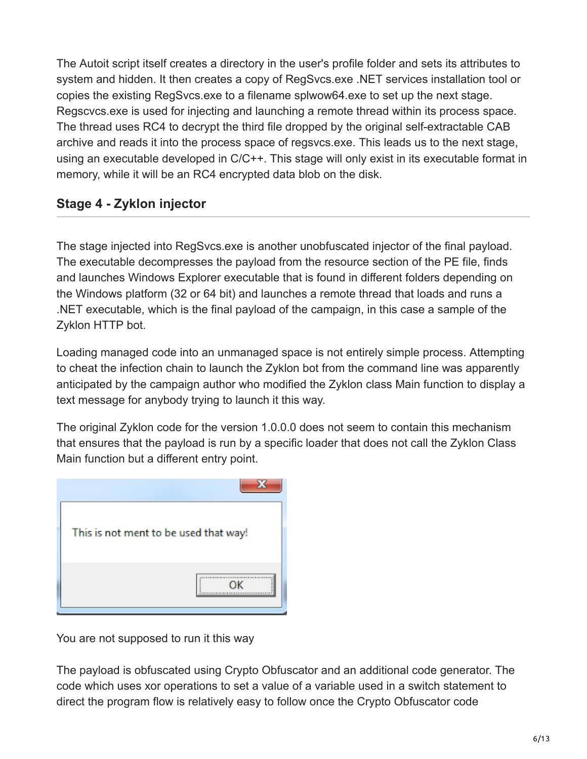The Autoit script itself creates a directory in the user's profile folder and sets its attributes to system and hidden. It then creates a copy of RegSvcs.exe .NET services installation tool or copies the existing RegSvcs.exe to a filename splwow64.exe to set up the next stage. Regscvcs.exe is used for injecting and launching a remote thread within its process space. The thread uses RC4 to decrypt the third file dropped by the original self-extractable CAB archive and reads it into the process space of regsvcs.exe. This leads us to the next stage, using an executable developed in C/C++. This stage will only exist in its executable format in memory, while it will be an RC4 encrypted data blob on the disk.

### Stage 4 - Zyklon injector

The stage injected into RegSvcs.exe is another unobfuscated injector of the final payload. The executable decompresses the payload from the resource section of the PE file, finds and launches Windows Explorer executable that is found in different folders depending on the Windows platform (32 or 64 bit) and launches a remote thread that loads and runs a .NET executable, which is the final payload of the campaign, in this case a sample of the Zyklon HTTP bot.

Loading managed code into an unmanaged space is not entirely simple process. Attempting to cheat the infection chain to launch the Zyklon bot from the command line was apparently anticipated by the campaign author who modified the Zyklon class Main function to display a text message for anybody trying to launch it this way.

The original Zyklon code for the version 1.0.0.0 does not seem to contain this mechanism that ensures that the payload is run by a specific loader that does not call the Zyklon Class Main function but a different entry point.

This is not ment to be used that way!

OK

You are not supposed to run it this way

The payload is obfuscated using Crypto Obfuscator and an additional code generator. The code which uses xor operations to set a value of a variable used in a switch statement to direct the program flow is relatively easy to follow once the Crypto Obfuscator code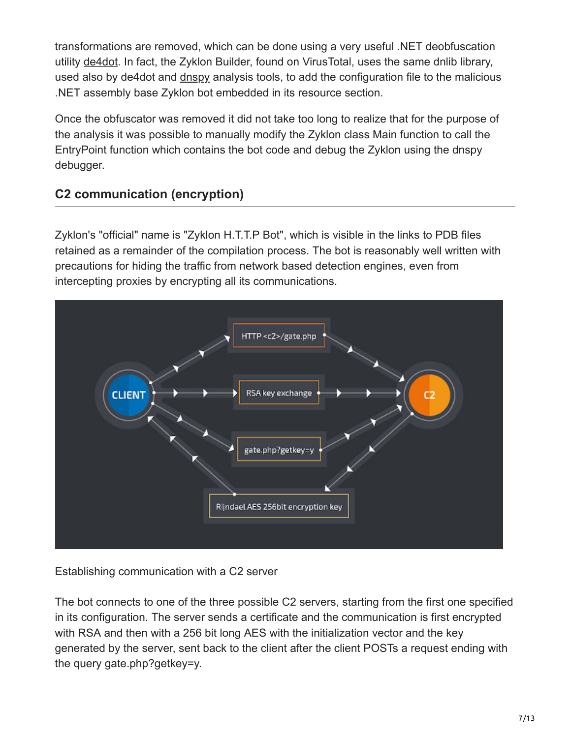transformations are removed, which can be done using a very useful .NET deobfuscation utility de4dot. In fact, the Zyklon Builder, found on VirusTotal, uses the same dnlib library, used also by de4dot and dnspy analysis tools, to add the configuration file to the malicious .NET assembly base Zyklon bot embedded in its resource section.

Once the obfuscator was removed it did not take too long to realize that for the purpose of the analysis it was possible to manually modify the Zyklon class Main function to call the EntryPoint function which contains the bot code and debug the Zyklon using the dnspy debugger.

## C2 communication (encryption)

Zyklon's "official" name is "Zyklon H.T.T.P Bot", which is visible in the links to PDB files retained as a remainder of the compilation process. The bot is reasonably well written with precautions for hiding the traffic from network based detection engines, even from intercepting proxies by encrypting all its communications.

Establishing communication with a C2 server

The bot connects to one of the three possible C2 servers, starting from the first one specified in its configuration. The server sends a certificate and the communication is first encrypted with RSA and then with a 256 bit long AES with the initialization vector and the key generated by the server, sent back to the client after the client POSTs a request ending with the query gate.php?getkey=y.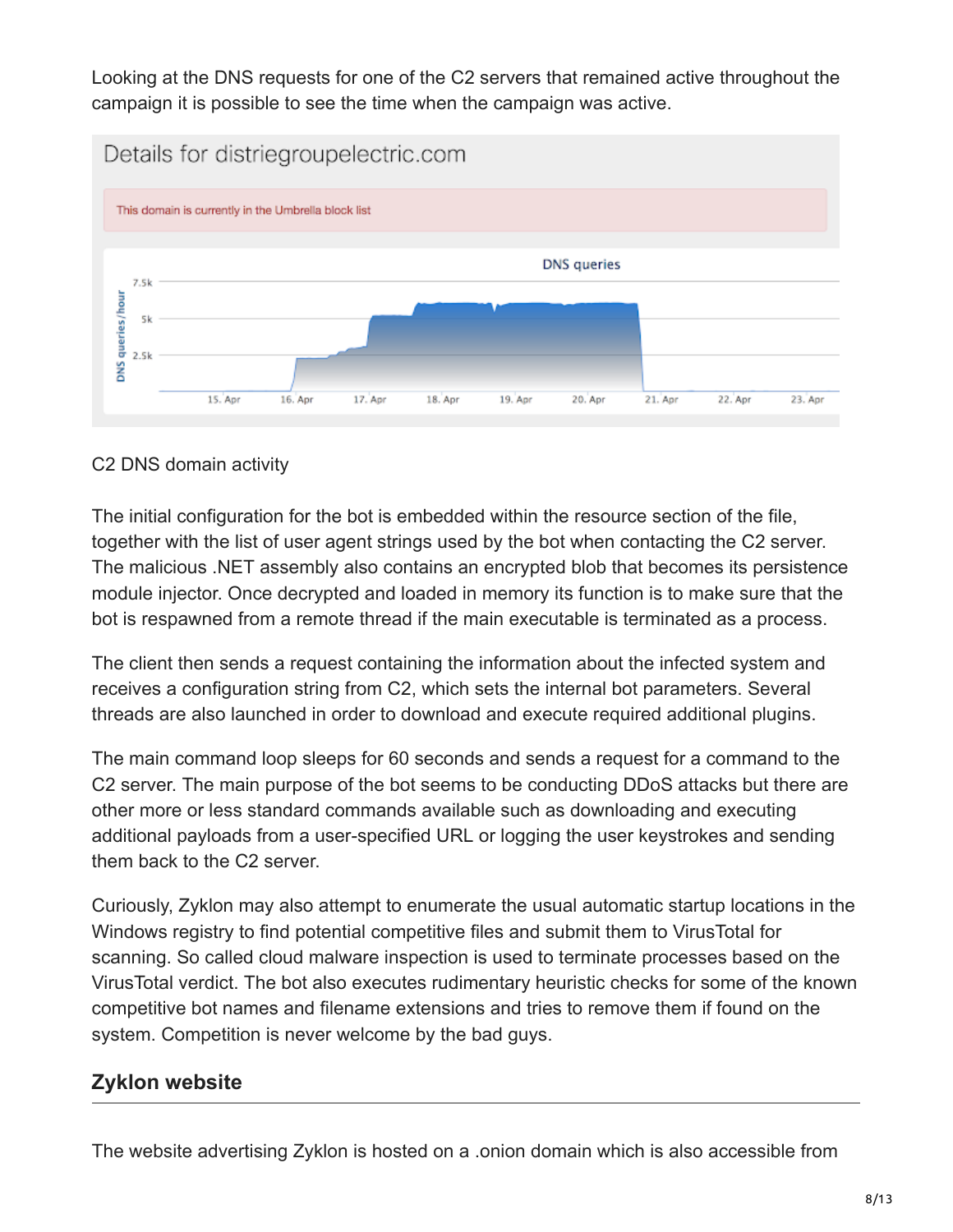Looking at the DNS requests for one of the C2 servers that remained active throughout the campaign it is possible to see the time when the campaign was active.

C2 DNS domain activity

The initial configuration for the bot is embedded within the resource section of the file, together with the list of user agent strings used by the bot when contacting the C2 server. The malicious .NET assembly also contains an encrypted blob that becomes its persistence module injector. Once decrypted and loaded in memory its function is to make sure that the bot is respawned from a remote thread if the main executable is terminated as a process.

The client then sends a request containing the information about the infected system and receives a configuration string from C2, which sets the internal bot parameters. Several threads are also launched in order to download and execute required additional plugins.

The main command loop sleeps for 60 seconds and sends a request for a command to the C2 server. The main purpose of the bot seems to be conducting DDoS attacks but there are other more or less standard commands available such as downloading and executing additional payloads from a user-specified URL or logging the user keystrokes and sending them back to the C2 server.

Curiously, Zyklon may also attempt to enumerate the usual automatic startup locations in the Windows registry to find potential competitive files and submit them to VirusTotal for scanning. So called cloud malware inspection is used to terminate processes based on the VirusTotal verdict. The bot also executes rudimentary heuristic checks for some of the known competitive bot names and filename extensions and tries to remove them if found on the system. Competition is never welcome by the bad guys.

## Zyklon website

The website advertising Zyklon is hosted on a .onion domain which is also accessible from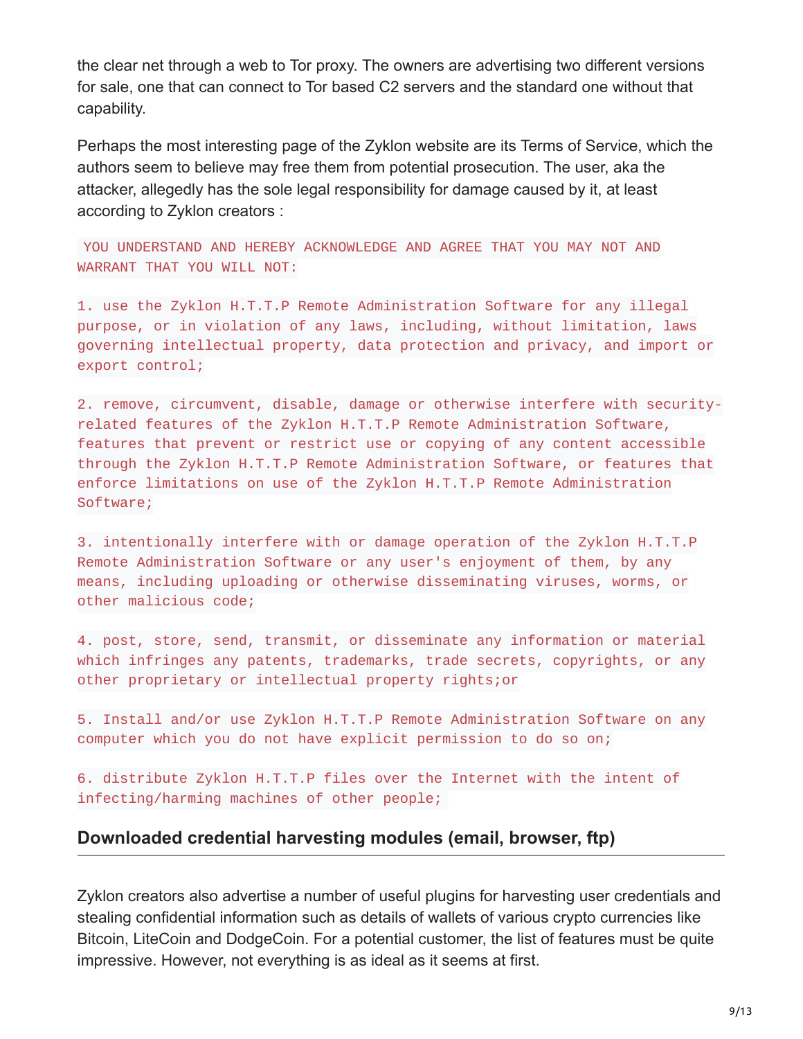the clear net through a web to Tor proxy. The owners are advertising two different versions for sale, one that can connect to Tor based C2 servers and the standard one without that capability.

Perhaps the most interesting page of the Zyklon website are its Terms of Service, which the authors seem to believe may free them from potential prosecution. The user, aka the attacker, allegedly has the sole legal responsibility for damage caused by it, at least according to Zyklon creators :

```
YOU UNDERSTAND AND HEREBY ACKNOWLEDGE AND AGREE THAT YOU MAY NOT AND
WARRANT THAT YOU WILL NOT:

1. use the Zyklon H.T.T.P Remote Administration Software for any illegal
purpose, or in violation of any laws, including, without limitation, laws
governing intellectual property, data protection and privacy, and import or
export control;

2. remove, circumvent, disable, damage or otherwise interfere with security-
related features of the Zyklon H.T.T.P Remote Administration Software,
features that prevent or restrict use or copying of any content accessible
through the Zyklon H.T.T.P Remote Administration Software, or features that
enforce limitations on use of the Zyklon H.T.T.P Remote Administration
Software;

3. intentionally interfere with or damage operation of the Zyklon H.T.T.P
Remote Administration Software or any user's enjoyment of them, by any
means, including uploading or otherwise disseminating viruses, worms, or
other malicious code;

4. post, store, send, transmit, or disseminate any information or material
which infringes any patents, trademarks, trade secrets, copyrights, or any
other proprietary or intellectual property rights;or

5. Install and/or use Zyklon H.T.T.P Remote Administration Software on any
computer which you do not have explicit permission to do so on;

6. distribute Zyklon H.T.T.P files over the Internet with the intent of
infecting/harming machines of other people;
```

## Downloaded credential harvesting modules (email, browser, ftp)

Zyklon creators also advertise a number of useful plugins for harvesting user credentials and stealing confidential information such as details of wallets of various crypto currencies like Bitcoin, LiteCoin and DodgeCoin. For a potential customer, the list of features must be quite impressive. However, not everything is as ideal as it seems at first.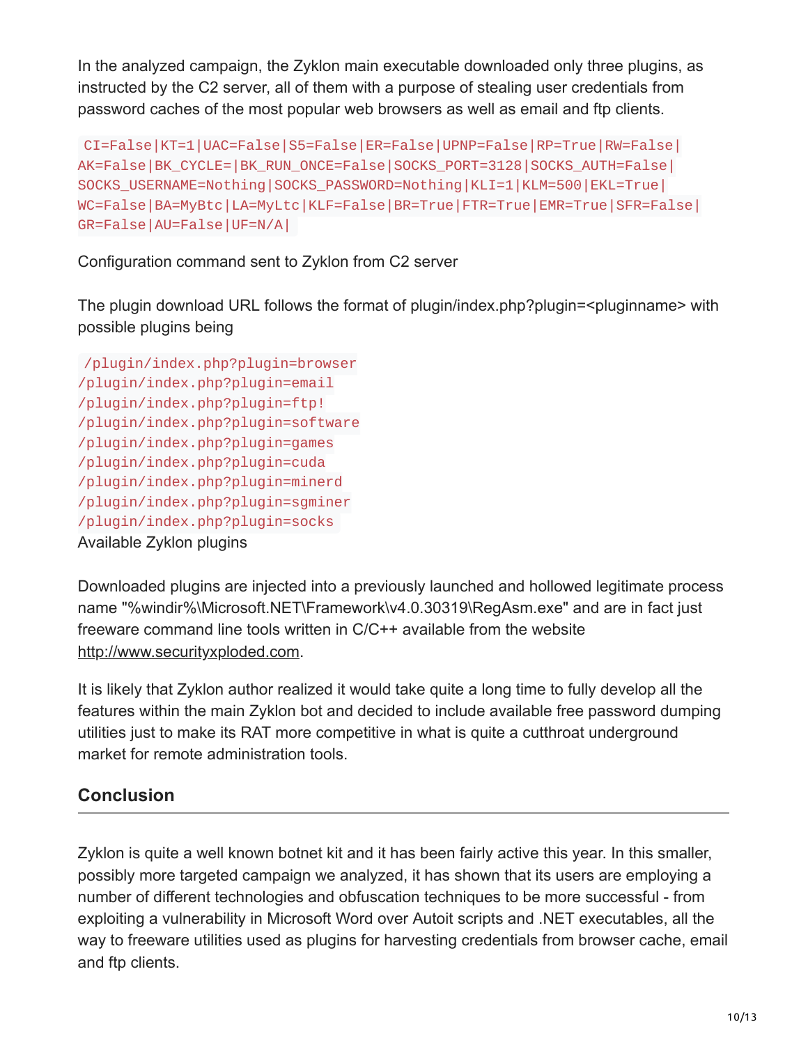In the analyzed campaign, the Zyklon main executable downloaded only three plugins, as instructed by the C2 server, all of them with a purpose of stealing user credentials from password caches of the most popular web browsers as well as email and ftp clients.

```
CI=False|KT=1|UAC=False|S5=False|ER=False|UPNP=False|RP=True|RW=False|
AK=False|BK_CYCLE=|BK_RUN_ONCE=False|SOCKS_PORT=3128|SOCKS_AUTH=False|
SOCKS_USERNAME=Nothing|SOCKS_PASSWORD=Nothing|KLI=1|KLM=500|EKL=True|
WC=False|BA=MyBtc|LA=MyLtc|KLF=False|BR=True|FTR=True|EMR=True|SFR=False|
GR=False|AU=False|UF=N/A|
```

Configuration command sent to Zyklon from C2 server

The plugin download URL follows the format of plugin/index.php?plugin=<pluginname> with possible plugins being

```
/plugin/index.php?plugin=browser
/plugin/index.php?plugin=email
/plugin/index.php?plugin=ftp!
/plugin/index.php?plugin=software
/plugin/index.php?plugin=games
/plugin/index.php?plugin=cuda
/plugin/index.php?plugin=minerd
/plugin/index.php?plugin=sgminer
/plugin/index.php?plugin=socks
```

Available Zyklon plugins

Downloaded plugins are injected into a previously launched and hollowed legitimate process name "%windir%\Microsoft.NET\Framework\v4.0.30319\RegAsm.exe" and are in fact just freeware command line tools written in C/C++ available from the website http://www.securityxploded.com.

It is likely that Zyklon author realized it would take quite a long time to fully develop all the features within the main Zyklon bot and decided to include available free password dumping utilities just to make its RAT more competitive in what is quite a cutthroat underground market for remote administration tools.

## Conclusion

Zyklon is quite a well known botnet kit and it has been fairly active this year. In this smaller, possibly more targeted campaign we analyzed, it has shown that its users are employing a number of different technologies and obfuscation techniques to be more successful - from exploiting a vulnerability in Microsoft Word over Autoit scripts and .NET executables, all the way to freeware utilities used as plugins for harvesting credentials from browser cache, email and ftp clients.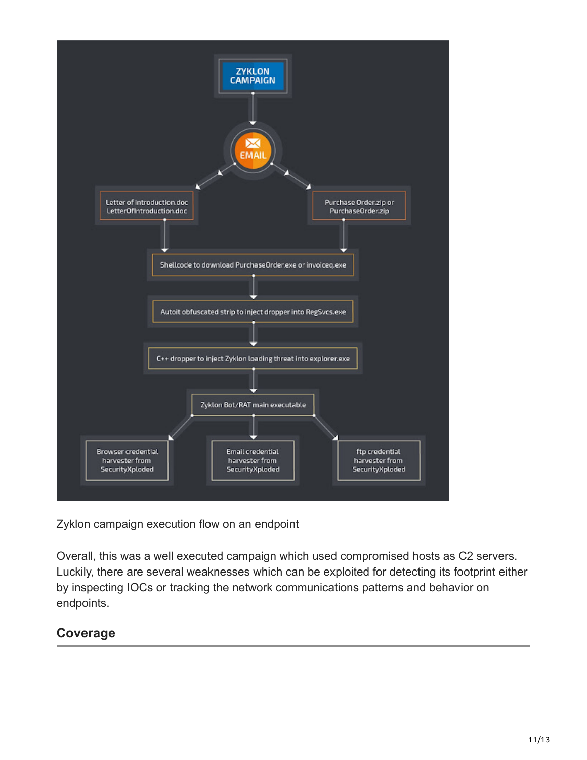Zyklon campaign execution flow on an endpoint

Overall, this was a well executed campaign which used compromised hosts as C2 servers. Luckily, there are several weaknesses which can be exploited for detecting its footprint either by inspecting IOCs or tracking the network communications patterns and behavior on endpoints.

## Coverage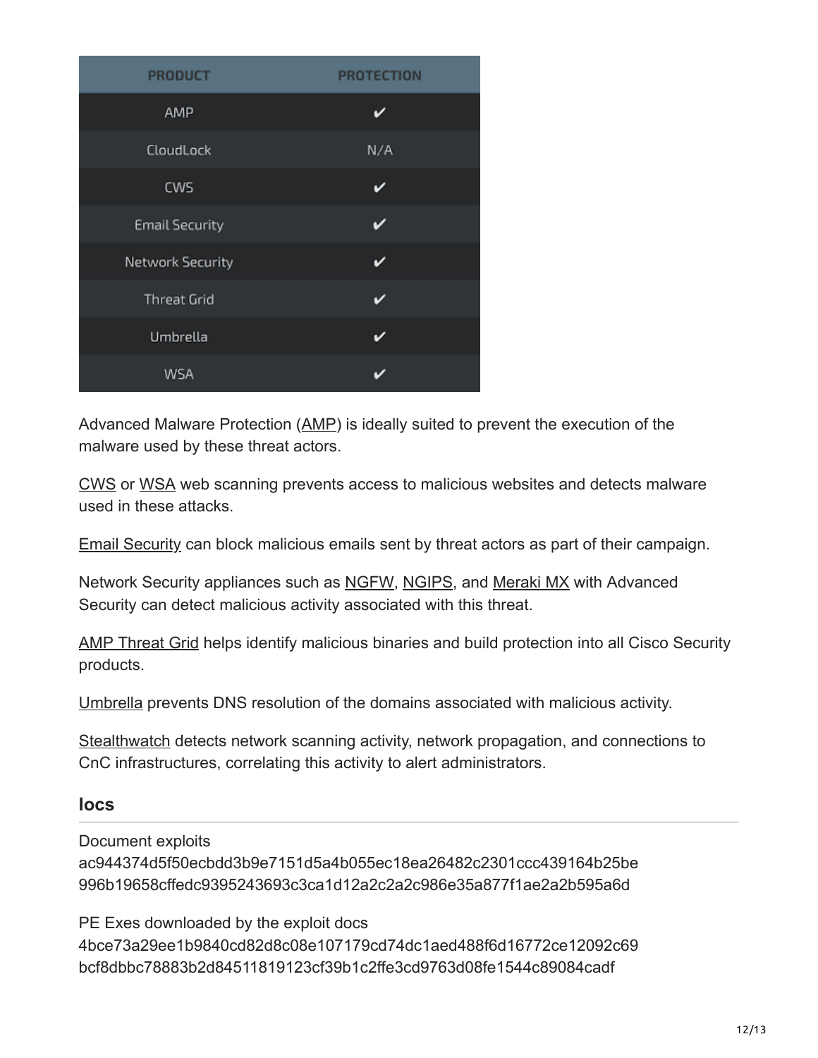| PRODUCT | PROTECTION |
| --- | --- |
| AMP | ✔ |
| CloudLock | N/A |
| CWS | ✔ |
| Email Security | ✔ |
| Network Security | ✔ |
| Threat Grid | ✔ |
| Umbrella | ✔ |
| WSA | ✔ |

Advanced Malware Protection (AMP) is ideally suited to prevent the execution of the malware used by these threat actors.

CWS or WSA web scanning prevents access to malicious websites and detects malware used in these attacks.

Email Security can block malicious emails sent by threat actors as part of their campaign.

Network Security appliances such as NGFW, NGIPS, and Meraki MX with Advanced Security can detect malicious activity associated with this threat.

AMP Threat Grid helps identify malicious binaries and build protection into all Cisco Security products.

Umbrella prevents DNS resolution of the domains associated with malicious activity.

Stealthwatch detects network scanning activity, network propagation, and connections to CnC infrastructures, correlating this activity to alert administrators.

## Iocs

Document exploits
ac944374d5f50ecbdd3b9e7151d5a4b055ec18ea26482c2301ccc439164b25be
996b19658cffedc9395243693c3ca1d12a2c2a2c986e35a877f1ae2a2b595a6d

PE Exes downloaded by the exploit docs
4bce73a29ee1b9840cd82d8c08e107179cd74dc1aed488f6d16772ce12092c69
bcf8dbbc78883b2d84511819123cf39b1c2ffe3cd9763d08fe1544c89084cadf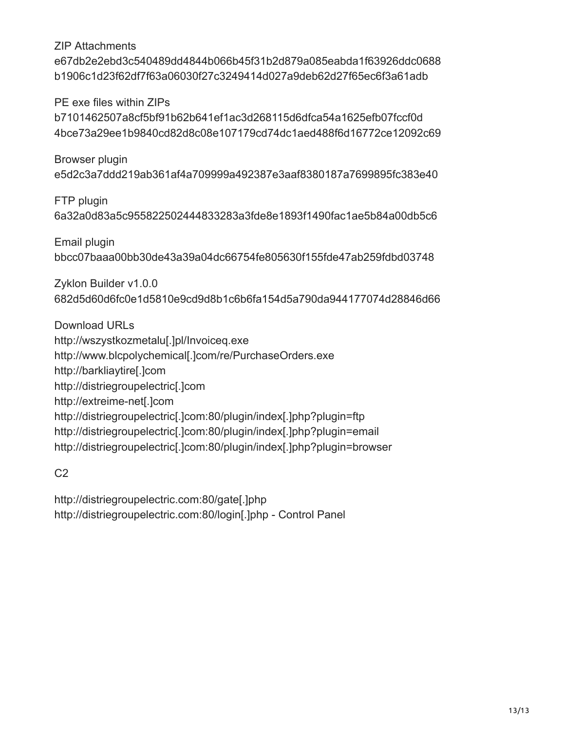ZIP Attachments
e67db2e2ebd3c540489dd4844b066b45f31b2d879a085eabda1f63926ddc0688
b1906c1d23f62df7f63a06030f27c3249414d027a9deb62d27f65ec6f3a61adb

PE exe files within ZIPs
b7101462507a8cf5bf91b62b641ef1ac3d268115d6dfca54a1625efb07fccf0d
4bce73a29ee1b9840cd82d8c08e107179cd74dc1aed488f6d16772ce12092c69

Browser plugin
e5d2c3a7ddd219ab361af4a709999a492387e3aaf8380187a7699895fc383e40

FTP plugin
6a32a0d83a5c955822502444833283a3fde8e1893f1490fac1ae5b84a00db5c6

Email plugin
bbcc07baaa00bb30de43a39a04dc66754fe805630f155fde47ab259fdbd03748

Zyklon Builder v1.0.0
682d5d60d6fc0e1d5810e9cd9d8b1c6b6fa154d5a790da944177074d28846d66

Download URLs
http://wszystkozmetalu[.]pl/Invoiceq.exe
http://www.blcpolychemical[.]com/re/PurchaseOrders.exe
http://barkliaytire[.]com
http://distriegroupelectric[.]com
http://extreime-net[.]com
http://distriegroupelectric[.]com:80/plugin/index[.]php?plugin=ftp
http://distriegroupelectric[.]com:80/plugin/index[.]php?plugin=email
http://distriegroupelectric[.]com:80/plugin/index[.]php?plugin=browser

C2

http://distriegroupelectric.com:80/gate[.]php
http://distriegroupelectric.com:80/login[.]php - Control Panel